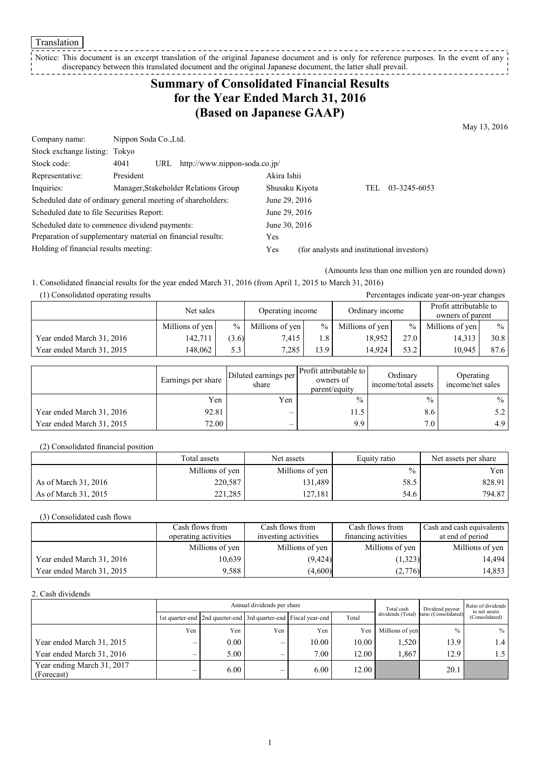Translation

Notice: This document is an excerpt translation of the original Japanese document and is only for reference purposes. In the event of any discrepancy between this translated document and the original Japanese document, the latter shall prevail.

# Summary of Consolidated Financial Results for the Year Ended March 31, 2016 (Based on Japanese GAAP)

May 13, 2016

| | | | |
|---|---|---|---|
| Company name: | Nippon Soda Co.,Ltd. | | |
| Stock exchange listing: | Tokyo | | |
| Stock code: | 4041 URL http://www.nippon-soda.co.jp/ | | |
| Representative: | President | Akira Ishii | |
| Inquiries: | Manager,Stakeholder Relations Group | Shusaku Kiyota | TEL 03-3245-6053 |
| Scheduled date of ordinary general meeting of shareholders: | | June 29, 2016 | |
| Scheduled date to file Securities Report: | | June 29, 2016 | |
| Scheduled date to commence dividend payments: | | June 30, 2016 | |
| Preparation of supplementary material on financial results: | | Yes | |
| Holding of financial results meeting: | | Yes | (for analysts and institutional investors) |

(Amounts less than one million yen are rounded down)

1. Consolidated financial results for the year ended March 31, 2016 (from April 1, 2015 to March 31, 2016)

(1) Consolidated operating results

Percentages indicate year-on-year changes

| | Net sales | | Operating income | | Ordinary income | | Profit attributable to owners of parent | |
|---|---|---|---|---|---|---|---|---|
| | Millions of yen | % | Millions of yen | % | Millions of yen | % | Millions of yen | % |
| Year ended March 31, 2016 | 142,711 | (3.6) | 7,415 | 1.8 | 18,952 | 27.0 | 14,313 | 30.8 |
| Year ended March 31, 2015 | 148,062 | 5.3 | 7,285 | 13.9 | 14,924 | 53.2 | 10,945 | 87.6 |

| | Earnings per share | Diluted earnings per share | Profit attributable to owners of parent/equity | Ordinary income/total assets | Operating income/net sales |
|---|---|---|---|---|---|
| | Yen | Yen | % | % | % |
| Year ended March 31, 2016 | 92.81 | – | 11.5 | 8.6 | 5.2 |
| Year ended March 31, 2015 | 72.00 | – | 9.9 | 7.0 | 4.9 |

(2) Consolidated financial position

| | Total assets | Net assets | Equity ratio | Net assets per share |
|---|---|---|---|---|
| | Millions of yen | Millions of yen | % | Yen |
| As of March 31, 2016 | 220,587 | 131,489 | 58.5 | 828.91 |
| As of March 31, 2015 | 221,285 | 127,181 | 54.6 | 794.87 |

(3) Consolidated cash flows

| | Cash flows from operating activities | Cash flows from investing activities | Cash flows from financing activities | Cash and cash equivalents at end of period |
|---|---|---|---|---|
| | Millions of yen | Millions of yen | Millions of yen | Millions of yen |
| Year ended March 31, 2016 | 10,639 | (9,424) | (1,323) | 14,494 |
| Year ended March 31, 2015 | 9,588 | (4,600) | (2,776) | 14,853 |

2. Cash dividends

| | Annual dividends per share | | | | | Total cash dividends (Total) | Dividend payout ratio (Consolidated) | Ratio of dividends to net assets (Consolidated) |
|---|---|---|---|---|---|---|---|---|
| | 1st quarter-end | 2nd quarter-end | 3rd quarter-end | Fiscal year-end | Total | | | |
| | Yen | Yen | Yen | Yen | Yen | Millions of yen | % | % |
| Year ended March 31, 2015 | – | 0.00 | – | 10.00 | 10.00 | 1,520 | 13.9 | 1.4 |
| Year ended March 31, 2016 | – | 5.00 | – | 7.00 | 12.00 | 1,867 | 12.9 | 1.5 |
| Year ending March 31, 2017 (Forecast) | – | 6.00 | – | 6.00 | 12.00 | | 20.1 | |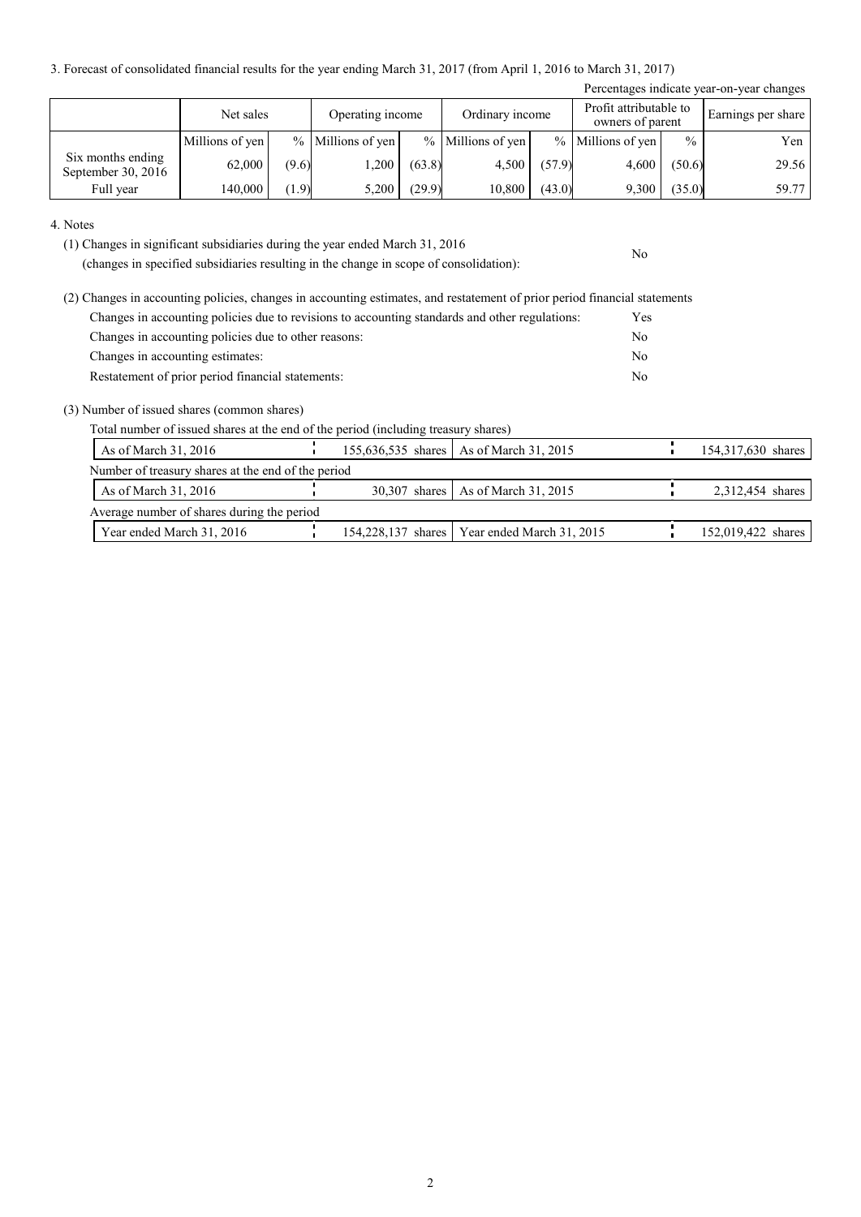3. Forecast of consolidated financial results for the year ending March 31, 2017 (from April 1, 2016 to March 31, 2017)

Percentages indicate year-on-year changes

| | Net sales | | Operating income | | Ordinary income | | Profit attributable to owners of parent | | Earnings per share |
|---|---|---|---|---|---|---|---|---|---|
| | Millions of yen | % | Millions of yen | % | Millions of yen | % | Millions of yen | % | Yen |
| Six months ending September 30, 2016 | 62,000 | (9.6) | 1,200 | (63.8) | 4,500 | (57.9) | 4,600 | (50.6) | 29.56 |
| Full year | 140,000 | (1.9) | 5,200 | (29.9) | 10,800 | (43.0) | 9,300 | (35.0) | 59.77 |

4. Notes

(1) Changes in significant subsidiaries during the year ended March 31, 2016 (changes in specified subsidiaries resulting in the change in scope of consolidation): No

(2) Changes in accounting policies, changes in accounting estimates, and restatement of prior period financial statements

| | |
|---|---|
| Changes in accounting policies due to revisions to accounting standards and other regulations: | Yes |
| Changes in accounting policies due to other reasons: | No |
| Changes in accounting estimates: | No |
| Restatement of prior period financial statements: | No |

(3) Number of issued shares (common shares)

Total number of issued shares at the end of the period (including treasury shares)

| | | | |
|---|---|---|---|
| As of March 31, 2016 | 155,636,535 shares | As of March 31, 2015 | 154,317,630 shares |

Number of treasury shares at the end of the period

| | | | |
|---|---|---|---|
| As of March 31, 2016 | 30,307 shares | As of March 31, 2015 | 2,312,454 shares |

Average number of shares during the period

| | | | |
|---|---|---|---|
| Year ended March 31, 2016 | 154,228,137 shares | Year ended March 31, 2015 | 152,019,422 shares |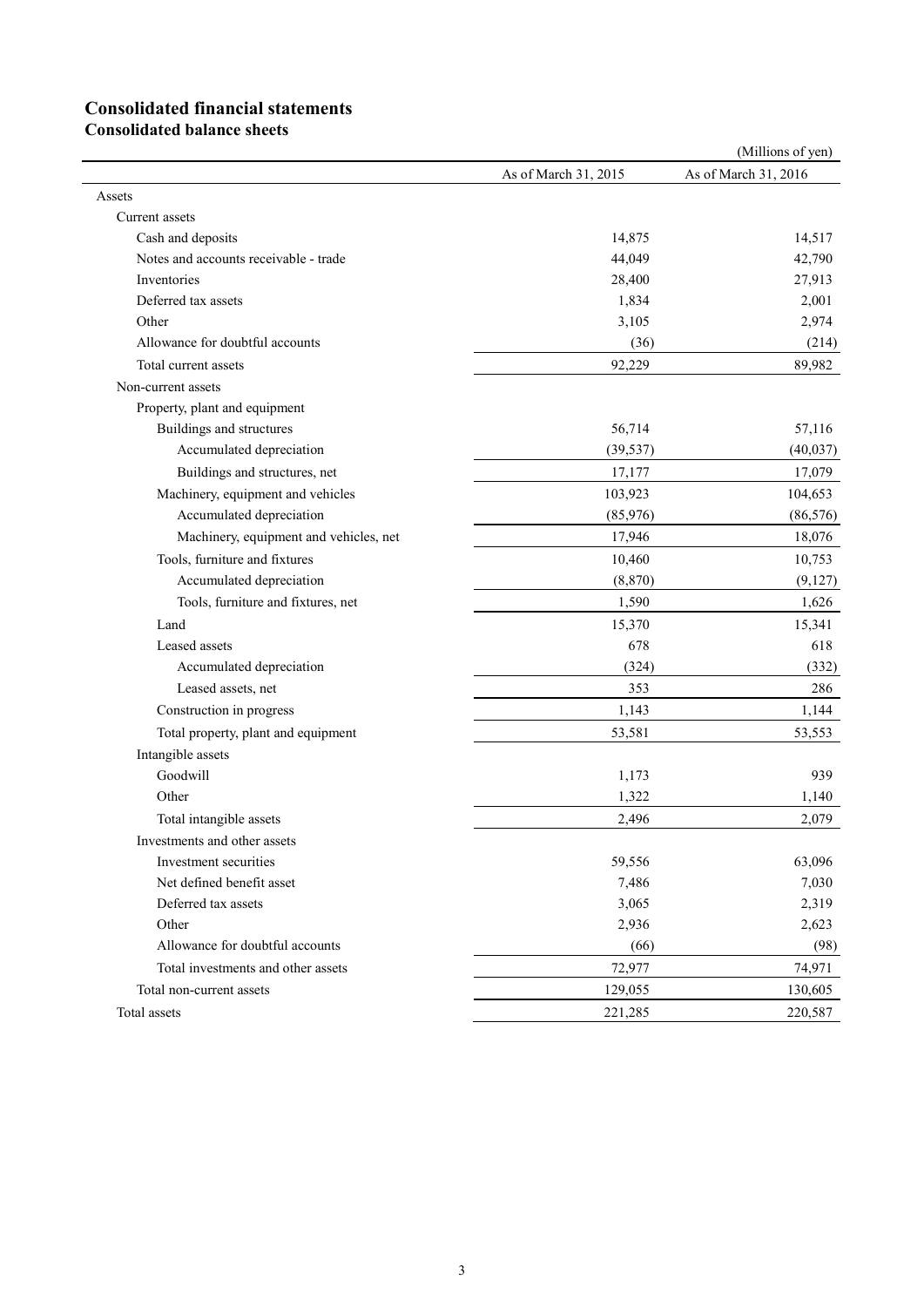# Consolidated financial statements

## Consolidated balance sheets

(Millions of yen)

| | As of March 31, 2015 | As of March 31, 2016 |
|---|---|---|
| Assets | | |
| Current assets | | |
| Cash and deposits | 14,875 | 14,517 |
| Notes and accounts receivable - trade | 44,049 | 42,790 |
| Inventories | 28,400 | 27,913 |
| Deferred tax assets | 1,834 | 2,001 |
| Other | 3,105 | 2,974 |
| Allowance for doubtful accounts | (36) | (214) |
| Total current assets | 92,229 | 89,982 |
| Non-current assets | | |
| Property, plant and equipment | | |
| Buildings and structures | 56,714 | 57,116 |
| Accumulated depreciation | (39,537) | (40,037) |
| Buildings and structures, net | 17,177 | 17,079 |
| Machinery, equipment and vehicles | 103,923 | 104,653 |
| Accumulated depreciation | (85,976) | (86,576) |
| Machinery, equipment and vehicles, net | 17,946 | 18,076 |
| Tools, furniture and fixtures | 10,460 | 10,753 |
| Accumulated depreciation | (8,870) | (9,127) |
| Tools, furniture and fixtures, net | 1,590 | 1,626 |
| Land | 15,370 | 15,341 |
| Leased assets | 678 | 618 |
| Accumulated depreciation | (324) | (332) |
| Leased assets, net | 353 | 286 |
| Construction in progress | 1,143 | 1,144 |
| Total property, plant and equipment | 53,581 | 53,553 |
| Intangible assets | | |
| Goodwill | 1,173 | 939 |
| Other | 1,322 | 1,140 |
| Total intangible assets | 2,496 | 2,079 |
| Investments and other assets | | |
| Investment securities | 59,556 | 63,096 |
| Net defined benefit asset | 7,486 | 7,030 |
| Deferred tax assets | 3,065 | 2,319 |
| Other | 2,936 | 2,623 |
| Allowance for doubtful accounts | (66) | (98) |
| Total investments and other assets | 72,977 | 74,971 |
| Total non-current assets | 129,055 | 130,605 |
| Total assets | 221,285 | 220,587 |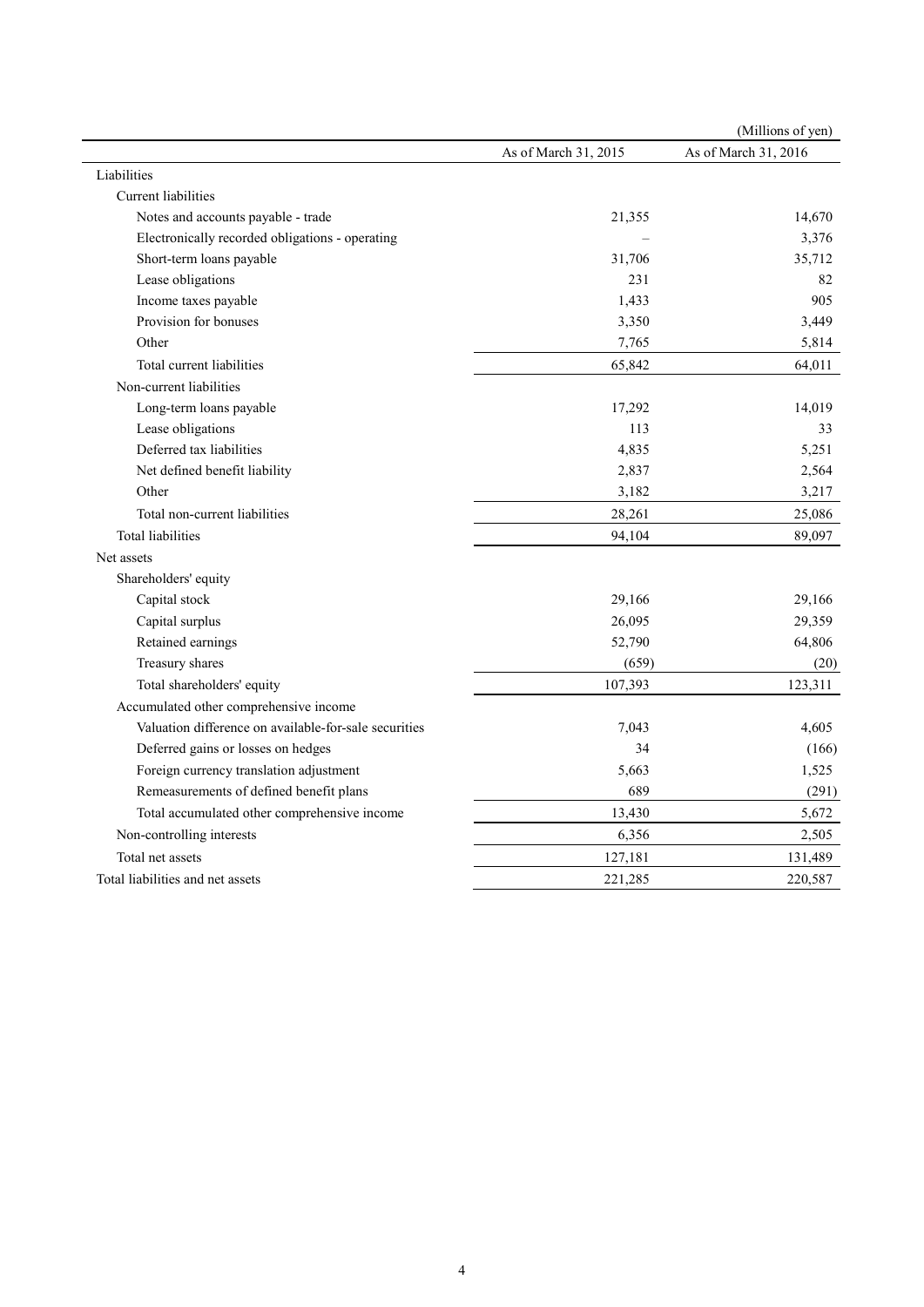(Millions of yen)

| | As of March 31, 2015 | As of March 31, 2016 |
|---|---|---|
| Liabilities | | |
| Current liabilities | | |
| Notes and accounts payable - trade | 21,355 | 14,670 |
| Electronically recorded obligations - operating | – | 3,376 |
| Short-term loans payable | 31,706 | 35,712 |
| Lease obligations | 231 | 82 |
| Income taxes payable | 1,433 | 905 |
| Provision for bonuses | 3,350 | 3,449 |
| Other | 7,765 | 5,814 |
| Total current liabilities | 65,842 | 64,011 |
| Non-current liabilities | | |
| Long-term loans payable | 17,292 | 14,019 |
| Lease obligations | 113 | 33 |
| Deferred tax liabilities | 4,835 | 5,251 |
| Net defined benefit liability | 2,837 | 2,564 |
| Other | 3,182 | 3,217 |
| Total non-current liabilities | 28,261 | 25,086 |
| Total liabilities | 94,104 | 89,097 |
| Net assets | | |
| Shareholders' equity | | |
| Capital stock | 29,166 | 29,166 |
| Capital surplus | 26,095 | 29,359 |
| Retained earnings | 52,790 | 64,806 |
| Treasury shares | (659) | (20) |
| Total shareholders' equity | 107,393 | 123,311 |
| Accumulated other comprehensive income | | |
| Valuation difference on available-for-sale securities | 7,043 | 4,605 |
| Deferred gains or losses on hedges | 34 | (166) |
| Foreign currency translation adjustment | 5,663 | 1,525 |
| Remeasurements of defined benefit plans | 689 | (291) |
| Total accumulated other comprehensive income | 13,430 | 5,672 |
| Non-controlling interests | 6,356 | 2,505 |
| Total net assets | 127,181 | 131,489 |
| Total liabilities and net assets | 221,285 | 220,587 |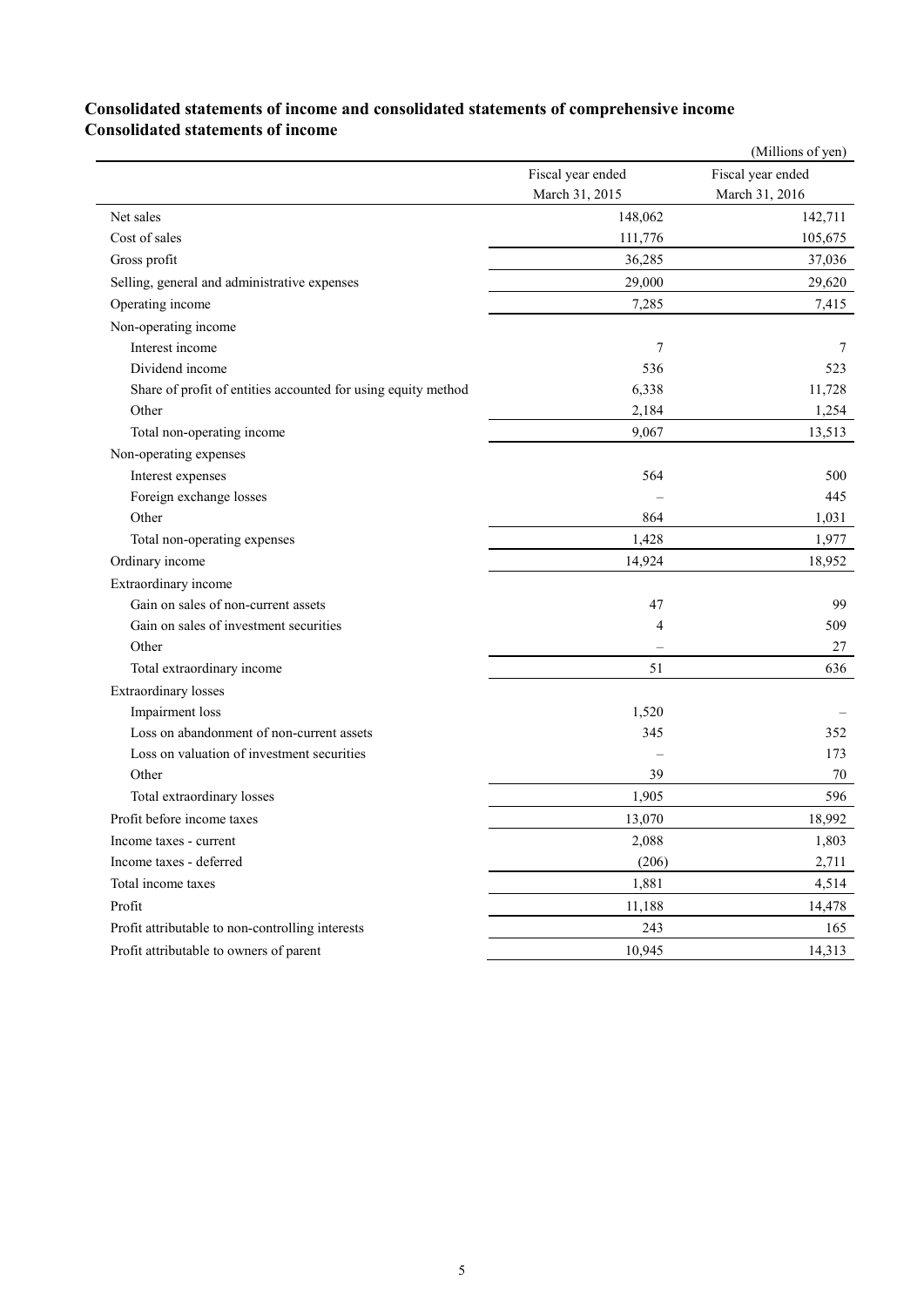## Consolidated statements of income and consolidated statements of comprehensive income

## Consolidated statements of income

(Millions of yen)

| | Fiscal year ended March 31, 2015 | Fiscal year ended March 31, 2016 |
|---|---|---|
| Net sales | 148,062 | 142,711 |
| Cost of sales | 111,776 | 105,675 |
| Gross profit | 36,285 | 37,036 |
| Selling, general and administrative expenses | 29,000 | 29,620 |
| Operating income | 7,285 | 7,415 |
| Non-operating income | | |
| Interest income | 7 | 7 |
| Dividend income | 536 | 523 |
| Share of profit of entities accounted for using equity method | 6,338 | 11,728 |
| Other | 2,184 | 1,254 |
| Total non-operating income | 9,067 | 13,513 |
| Non-operating expenses | | |
| Interest expenses | 564 | 500 |
| Foreign exchange losses | – | 445 |
| Other | 864 | 1,031 |
| Total non-operating expenses | 1,428 | 1,977 |
| Ordinary income | 14,924 | 18,952 |
| Extraordinary income | | |
| Gain on sales of non-current assets | 47 | 99 |
| Gain on sales of investment securities | 4 | 509 |
| Other | – | 27 |
| Total extraordinary income | 51 | 636 |
| Extraordinary losses | | |
| Impairment loss | 1,520 | – |
| Loss on abandonment of non-current assets | 345 | 352 |
| Loss on valuation of investment securities | – | 173 |
| Other | 39 | 70 |
| Total extraordinary losses | 1,905 | 596 |
| Profit before income taxes | 13,070 | 18,992 |
| Income taxes - current | 2,088 | 1,803 |
| Income taxes - deferred | (206) | 2,711 |
| Total income taxes | 1,881 | 4,514 |
| Profit | 11,188 | 14,478 |
| Profit attributable to non-controlling interests | 243 | 165 |
| Profit attributable to owners of parent | 10,945 | 14,313 |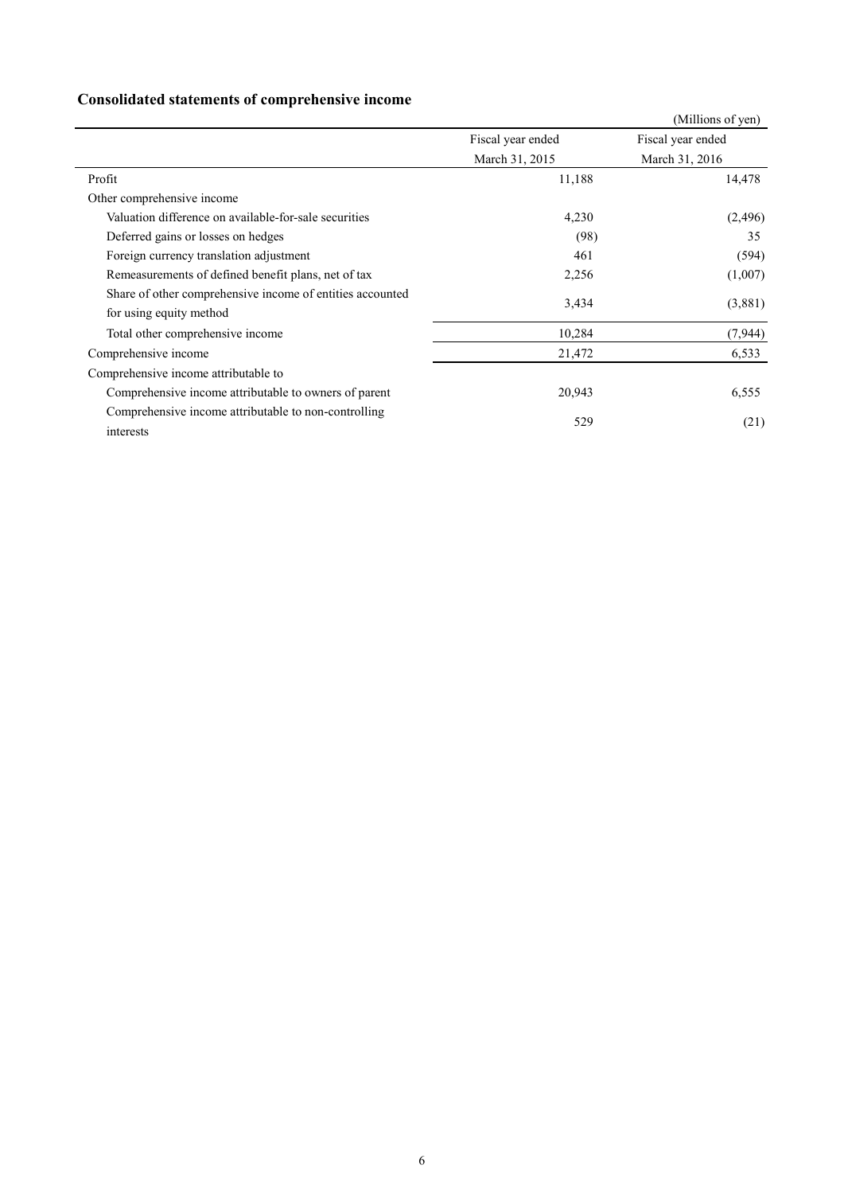## Consolidated statements of comprehensive income

(Millions of yen)

| | Fiscal year ended March 31, 2015 | Fiscal year ended March 31, 2016 |
|---|---|---|
| Profit | 11,188 | 14,478 |
| Other comprehensive income | | |
| Valuation difference on available-for-sale securities | 4,230 | (2,496) |
| Deferred gains or losses on hedges | (98) | 35 |
| Foreign currency translation adjustment | 461 | (594) |
| Remeasurements of defined benefit plans, net of tax | 2,256 | (1,007) |
| Share of other comprehensive income of entities accounted for using equity method | 3,434 | (3,881) |
| Total other comprehensive income | 10,284 | (7,944) |
| Comprehensive income | 21,472 | 6,533 |
| Comprehensive income attributable to | | |
| Comprehensive income attributable to owners of parent | 20,943 | 6,555 |
| Comprehensive income attributable to non-controlling interests | 529 | (21) |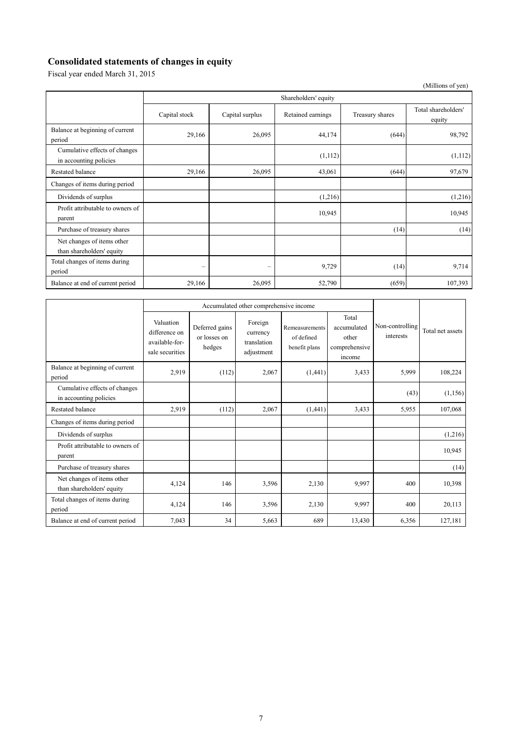# Consolidated statements of changes in equity

Fiscal year ended March 31, 2015

(Millions of yen)

| | Shareholders' equity | | | | |
|---|---|---|---|---|---|
| | Capital stock | Capital surplus | Retained earnings | Treasury shares | Total shareholders' equity |
| Balance at beginning of current period | 29,166 | 26,095 | 44,174 | (644) | 98,792 |
| Cumulative effects of changes in accounting policies | | | (1,112) | | (1,112) |
| Restated balance | 29,166 | 26,095 | 43,061 | (644) | 97,679 |
| Changes of items during period | | | | | |
| Dividends of surplus | | | (1,216) | | (1,216) |
| Profit attributable to owners of parent | | | 10,945 | | 10,945 |
| Purchase of treasury shares | | | | (14) | (14) |
| Net changes of items other than shareholders' equity | | | | | |
| Total changes of items during period | – | – | 9,729 | (14) | 9,714 |
| Balance at end of current period | 29,166 | 26,095 | 52,790 | (659) | 107,393 |

| | Accumulated other comprehensive income | | | | | Non-controlling interests | Total net assets |
|---|---|---|---|---|---|---|---|
| | Valuation difference on available-for-sale securities | Deferred gains or losses on hedges | Foreign currency translation adjustment | Remeasurements of defined benefit plans | Total accumulated other comprehensive income | | |
| Balance at beginning of current period | 2,919 | (112) | 2,067 | (1,441) | 3,433 | 5,999 | 108,224 |
| Cumulative effects of changes in accounting policies | | | | | | (43) | (1,156) |
| Restated balance | 2,919 | (112) | 2,067 | (1,441) | 3,433 | 5,955 | 107,068 |
| Changes of items during period | | | | | | | |
| Dividends of surplus | | | | | | | (1,216) |
| Profit attributable to owners of parent | | | | | | | 10,945 |
| Purchase of treasury shares | | | | | | | (14) |
| Net changes of items other than shareholders' equity | 4,124 | 146 | 3,596 | 2,130 | 9,997 | 400 | 10,398 |
| Total changes of items during period | 4,124 | 146 | 3,596 | 2,130 | 9,997 | 400 | 20,113 |
| Balance at end of current period | 7,043 | 34 | 5,663 | 689 | 13,430 | 6,356 | 127,181 |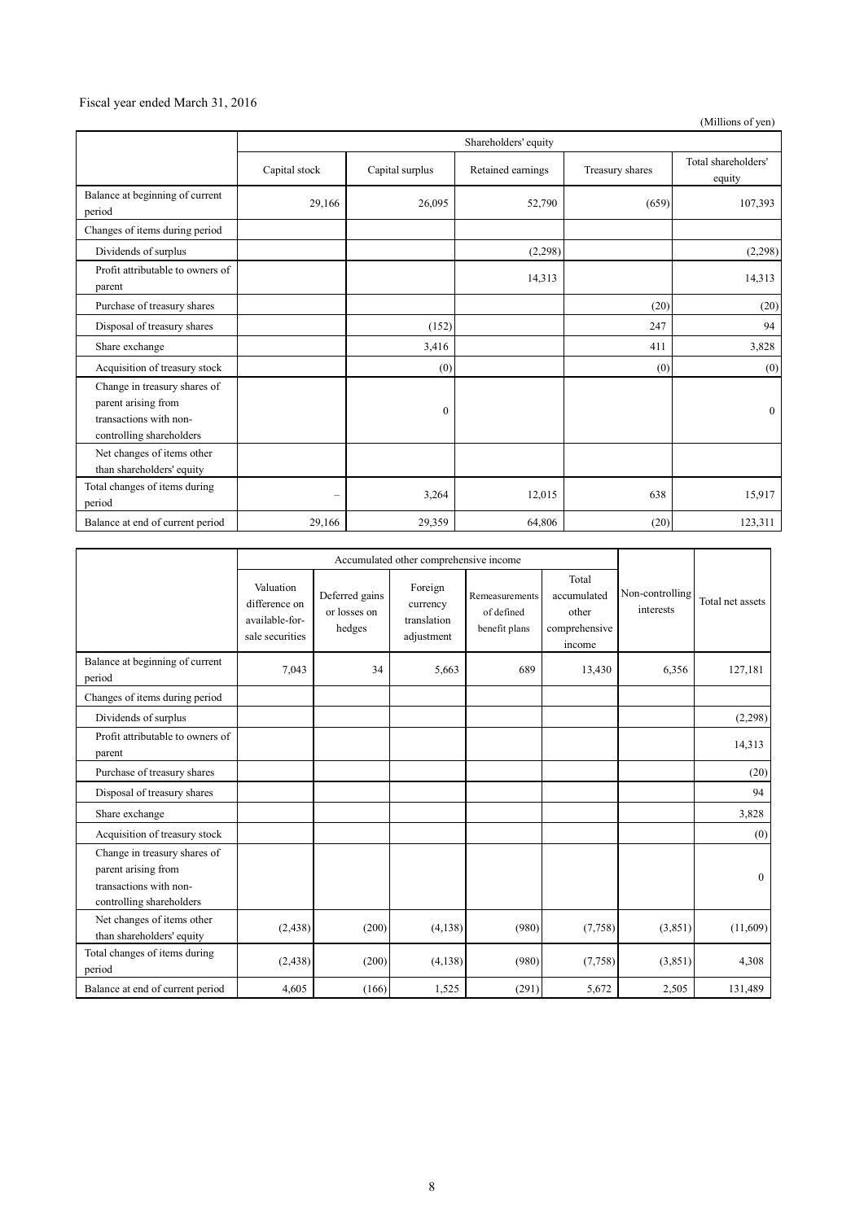Fiscal year ended March 31, 2016

(Millions of yen)

| | Shareholders' equity | | | | |
|---|---|---|---|---|---|
| | Capital stock | Capital surplus | Retained earnings | Treasury shares | Total shareholders' equity |
| Balance at beginning of current period | 29,166 | 26,095 | 52,790 | (659) | 107,393 |
| Changes of items during period | | | | | |
| Dividends of surplus | | | (2,298) | | (2,298) |
| Profit attributable to owners of parent | | | 14,313 | | 14,313 |
| Purchase of treasury shares | | | | (20) | (20) |
| Disposal of treasury shares | | (152) | | 247 | 94 |
| Share exchange | | 3,416 | | 411 | 3,828 |
| Acquisition of treasury stock | | (0) | | (0) | (0) |
| Change in treasury shares of parent arising from transactions with non-controlling shareholders | | 0 | | | 0 |
| Net changes of items other than shareholders' equity | | | | | |
| Total changes of items during period | – | 3,264 | 12,015 | 638 | 15,917 |
| Balance at end of current period | 29,166 | 29,359 | 64,806 | (20) | 123,311 |

| | Accumulated other comprehensive income | | | | | Non-controlling interests | Total net assets |
|---|---|---|---|---|---|---|---|
| | Valuation difference on available-for-sale securities | Deferred gains or losses on hedges | Foreign currency translation adjustment | Remeasurements of defined benefit plans | Total accumulated other comprehensive income | | |
| Balance at beginning of current period | 7,043 | 34 | 5,663 | 689 | 13,430 | 6,356 | 127,181 |
| Changes of items during period | | | | | | | |
| Dividends of surplus | | | | | | | (2,298) |
| Profit attributable to owners of parent | | | | | | | 14,313 |
| Purchase of treasury shares | | | | | | | (20) |
| Disposal of treasury shares | | | | | | | 94 |
| Share exchange | | | | | | | 3,828 |
| Acquisition of treasury stock | | | | | | | (0) |
| Change in treasury shares of parent arising from transactions with non-controlling shareholders | | | | | | | 0 |
| Net changes of items other than shareholders' equity | (2,438) | (200) | (4,138) | (980) | (7,758) | (3,851) | (11,609) |
| Total changes of items during period | (2,438) | (200) | (4,138) | (980) | (7,758) | (3,851) | 4,308 |
| Balance at end of current period | 4,605 | (166) | 1,525 | (291) | 5,672 | 2,505 | 131,489 |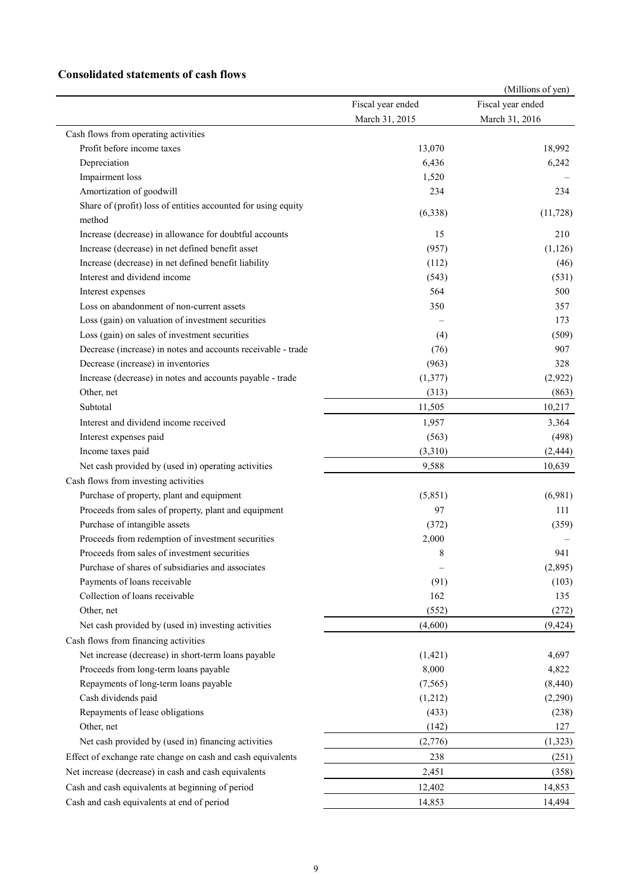## Consolidated statements of cash flows

(Millions of yen)

| | Fiscal year ended March 31, 2015 | Fiscal year ended March 31, 2016 |
|---|---|---|
| Cash flows from operating activities | | |
| Profit before income taxes | 13,070 | 18,992 |
| Depreciation | 6,436 | 6,242 |
| Impairment loss | 1,520 | – |
| Amortization of goodwill | 234 | 234 |
| Share of (profit) loss of entities accounted for using equity method | (6,338) | (11,728) |
| Increase (decrease) in allowance for doubtful accounts | 15 | 210 |
| Increase (decrease) in net defined benefit asset | (957) | (1,126) |
| Increase (decrease) in net defined benefit liability | (112) | (46) |
| Interest and dividend income | (543) | (531) |
| Interest expenses | 564 | 500 |
| Loss on abandonment of non-current assets | 350 | 357 |
| Loss (gain) on valuation of investment securities | – | 173 |
| Loss (gain) on sales of investment securities | (4) | (509) |
| Decrease (increase) in notes and accounts receivable - trade | (76) | 907 |
| Decrease (increase) in inventories | (963) | 328 |
| Increase (decrease) in notes and accounts payable - trade | (1,377) | (2,922) |
| Other, net | (313) | (863) |
| Subtotal | 11,505 | 10,217 |
| Interest and dividend income received | 1,957 | 3,364 |
| Interest expenses paid | (563) | (498) |
| Income taxes paid | (3,310) | (2,444) |
| Net cash provided by (used in) operating activities | 9,588 | 10,639 |
| Cash flows from investing activities | | |
| Purchase of property, plant and equipment | (5,851) | (6,981) |
| Proceeds from sales of property, plant and equipment | 97 | 111 |
| Purchase of intangible assets | (372) | (359) |
| Proceeds from redemption of investment securities | 2,000 | – |
| Proceeds from sales of investment securities | 8 | 941 |
| Purchase of shares of subsidiaries and associates | – | (2,895) |
| Payments of loans receivable | (91) | (103) |
| Collection of loans receivable | 162 | 135 |
| Other, net | (552) | (272) |
| Net cash provided by (used in) investing activities | (4,600) | (9,424) |
| Cash flows from financing activities | | |
| Net increase (decrease) in short-term loans payable | (1,421) | 4,697 |
| Proceeds from long-term loans payable | 8,000 | 4,822 |
| Repayments of long-term loans payable | (7,565) | (8,440) |
| Cash dividends paid | (1,212) | (2,290) |
| Repayments of lease obligations | (433) | (238) |
| Other, net | (142) | 127 |
| Net cash provided by (used in) financing activities | (2,776) | (1,323) |
| Effect of exchange rate change on cash and cash equivalents | 238 | (251) |
| Net increase (decrease) in cash and cash equivalents | 2,451 | (358) |
| Cash and cash equivalents at beginning of period | 12,402 | 14,853 |
| Cash and cash equivalents at end of period | 14,853 | 14,494 |